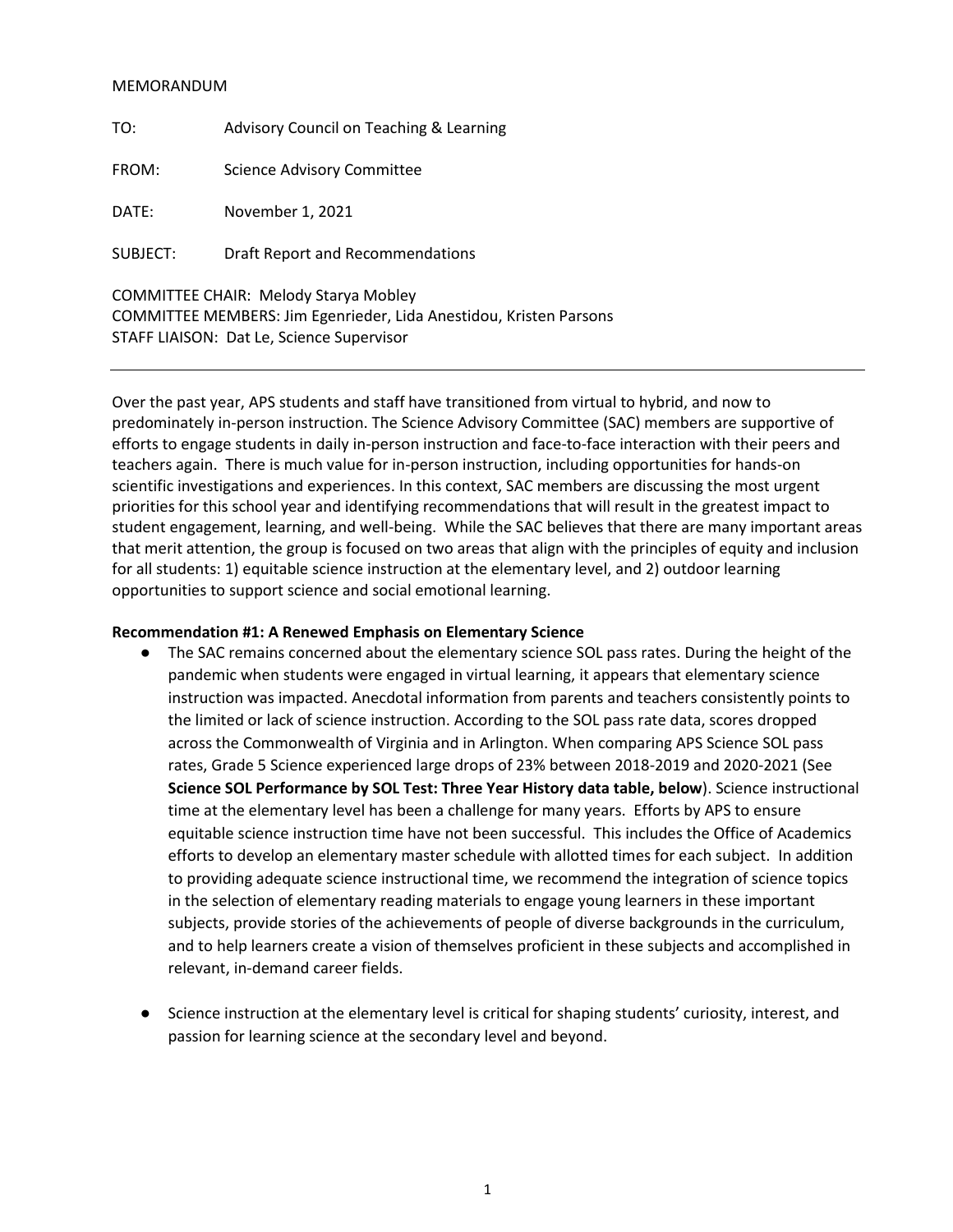MEMORANDUM

TO: Advisory Council on Teaching & Learning

FROM: Science Advisory Committee

DATE: November 1, 2021

SUBJECT: Draft Report and Recommendations

COMMITTEE CHAIR: Melody Starya Mobley
COMMITTEE MEMBERS: Jim Egenrieder, Lida Anestidou, Kristen Parsons
STAFF LIAISON: Dat Le, Science Supervisor

---

Over the past year, APS students and staff have transitioned from virtual to hybrid, and now to predominately in-person instruction. The Science Advisory Committee (SAC) members are supportive of efforts to engage students in daily in-person instruction and face-to-face interaction with their peers and teachers again. There is much value for in-person instruction, including opportunities for hands-on scientific investigations and experiences. In this context, SAC members are discussing the most urgent priorities for this school year and identifying recommendations that will result in the greatest impact to student engagement, learning, and well-being. While the SAC believes that there are many important areas that merit attention, the group is focused on two areas that align with the principles of equity and inclusion for all students: 1) equitable science instruction at the elementary level, and 2) outdoor learning opportunities to support science and social emotional learning.

**Recommendation #1: A Renewed Emphasis on Elementary Science**

- The SAC remains concerned about the elementary science SOL pass rates. During the height of the pandemic when students were engaged in virtual learning, it appears that elementary science instruction was impacted. Anecdotal information from parents and teachers consistently points to the limited or lack of science instruction. According to the SOL pass rate data, scores dropped across the Commonwealth of Virginia and in Arlington. When comparing APS Science SOL pass rates, Grade 5 Science experienced large drops of 23% between 2018-2019 and 2020-2021 (See **Science SOL Performance by SOL Test: Three Year History data table, below**). Science instructional time at the elementary level has been a challenge for many years. Efforts by APS to ensure equitable science instruction time have not been successful. This includes the Office of Academics efforts to develop an elementary master schedule with allotted times for each subject. In addition to providing adequate science instructional time, we recommend the integration of science topics in the selection of elementary reading materials to engage young learners in these important subjects, provide stories of the achievements of people of diverse backgrounds in the curriculum, and to help learners create a vision of themselves proficient in these subjects and accomplished in relevant, in-demand career fields.

- Science instruction at the elementary level is critical for shaping students' curiosity, interest, and passion for learning science at the secondary level and beyond.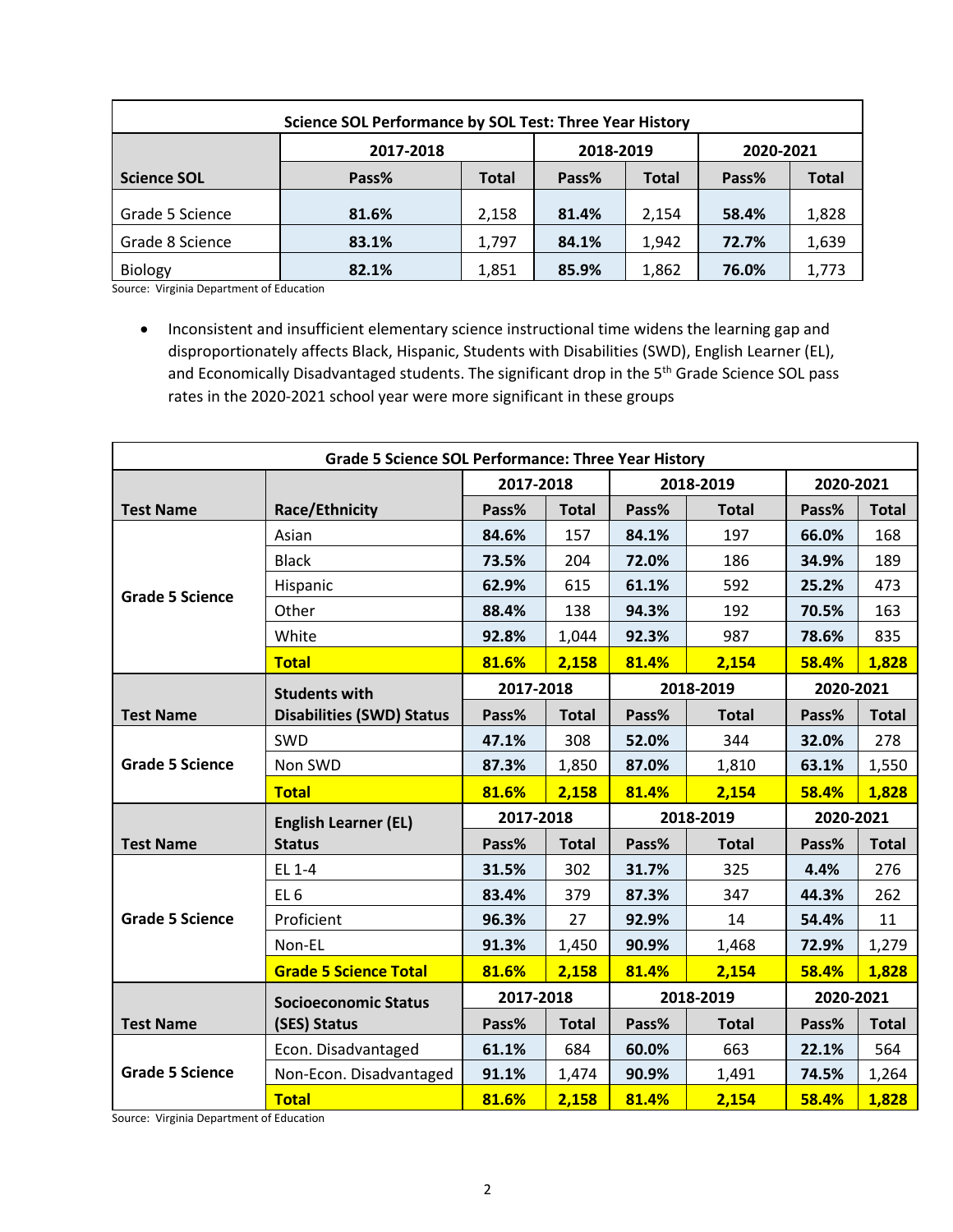| Science SOL Performance by SOL Test: Three Year History | | | | | | |
|---|---|---|---|---|---|---|
| | 2017-2018 | | 2018-2019 | | 2020-2021 | |
| **Science SOL** | **Pass%** | **Total** | **Pass%** | **Total** | **Pass%** | **Total** |
| Grade 5 Science | **81.6%** | 2,158 | **81.4%** | 2,154 | **58.4%** | 1,828 |
| Grade 8 Science | **83.1%** | 1,797 | **84.1%** | 1,942 | **72.7%** | 1,639 |
| Biology | **82.1%** | 1,851 | **85.9%** | 1,862 | **76.0%** | 1,773 |

Source: Virginia Department of Education

- Inconsistent and insufficient elementary science instructional time widens the learning gap and disproportionately affects Black, Hispanic, Students with Disabilities (SWD), English Learner (EL), and Economically Disadvantaged students. The significant drop in the 5th Grade Science SOL pass rates in the 2020-2021 school year were more significant in these groups

| Grade 5 Science SOL Performance: Three Year History | | | | | | | |
|---|---|---|---|---|---|---|---|
| | | 2017-2018 | | 2018-2019 | | 2020-2021 | |
| **Test Name** | **Race/Ethnicity** | **Pass%** | **Total** | **Pass%** | **Total** | **Pass%** | **Total** |
| **Grade 5 Science** | Asian | **84.6%** | 157 | **84.1%** | 197 | **66.0%** | 168 |
| | Black | **73.5%** | 204 | **72.0%** | 186 | **34.9%** | 189 |
| | Hispanic | **62.9%** | 615 | **61.1%** | 592 | **25.2%** | 473 |
| | Other | **88.4%** | 138 | **94.3%** | 192 | **70.5%** | 163 |
| | White | **92.8%** | 1,044 | **92.3%** | 987 | **78.6%** | 835 |
| | **Total** | **81.6%** | **2,158** | **81.4%** | **2,154** | **58.4%** | **1,828** |
| | **Students with Disabilities (SWD) Status** | 2017-2018 | | 2018-2019 | | 2020-2021 | |
| **Test Name** | | **Pass%** | **Total** | **Pass%** | **Total** | **Pass%** | **Total** |
| **Grade 5 Science** | SWD | **47.1%** | 308 | **52.0%** | 344 | **32.0%** | 278 |
| | Non SWD | **87.3%** | 1,850 | **87.0%** | 1,810 | **63.1%** | 1,550 |
| | **Total** | **81.6%** | **2,158** | **81.4%** | **2,154** | **58.4%** | **1,828** |
| | **English Learner (EL) Status** | 2017-2018 | | 2018-2019 | | 2020-2021 | |
| **Test Name** | | **Pass%** | **Total** | **Pass%** | **Total** | **Pass%** | **Total** |
| **Grade 5 Science** | EL 1-4 | **31.5%** | 302 | **31.7%** | 325 | **4.4%** | 276 |
| | EL 6 | **83.4%** | 379 | **87.3%** | 347 | **44.3%** | 262 |
| | Proficient | **96.3%** | 27 | **92.9%** | 14 | **54.4%** | 11 |
| | Non-EL | **91.3%** | 1,450 | **90.9%** | 1,468 | **72.9%** | 1,279 |
| | **Grade 5 Science Total** | **81.6%** | **2,158** | **81.4%** | **2,154** | **58.4%** | **1,828** |
| | **Socioeconomic Status (SES) Status** | 2017-2018 | | 2018-2019 | | 2020-2021 | |
| **Test Name** | | **Pass%** | **Total** | **Pass%** | **Total** | **Pass%** | **Total** |
| **Grade 5 Science** | Econ. Disadvantaged | **61.1%** | 684 | **60.0%** | 663 | **22.1%** | 564 |
| | Non-Econ. Disadvantaged | **91.1%** | 1,474 | **90.9%** | 1,491 | **74.5%** | 1,264 |
| | **Total** | **81.6%** | **2,158** | **81.4%** | **2,154** | **58.4%** | **1,828** |

Source: Virginia Department of Education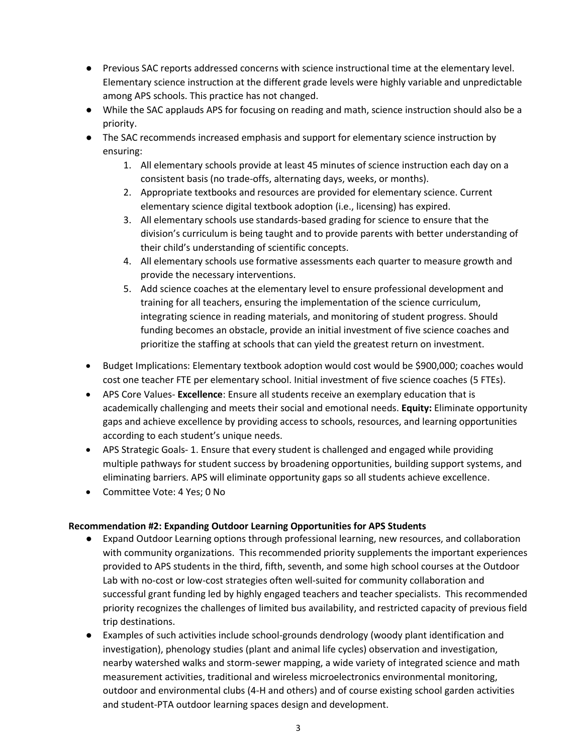- Previous SAC reports addressed concerns with science instructional time at the elementary level. Elementary science instruction at the different grade levels were highly variable and unpredictable among APS schools. This practice has not changed.
- While the SAC applauds APS for focusing on reading and math, science instruction should also be a priority.
- The SAC recommends increased emphasis and support for elementary science instruction by ensuring:
    1. All elementary schools provide at least 45 minutes of science instruction each day on a consistent basis (no trade-offs, alternating days, weeks, or months).
    2. Appropriate textbooks and resources are provided for elementary science. Current elementary science digital textbook adoption (i.e., licensing) has expired.
    3. All elementary schools use standards-based grading for science to ensure that the division's curriculum is being taught and to provide parents with better understanding of their child's understanding of scientific concepts.
    4. All elementary schools use formative assessments each quarter to measure growth and provide the necessary interventions.
    5. Add science coaches at the elementary level to ensure professional development and training for all teachers, ensuring the implementation of the science curriculum, integrating science in reading materials, and monitoring of student progress. Should funding becomes an obstacle, provide an initial investment of five science coaches and prioritize the staffing at schools that can yield the greatest return on investment.
- Budget Implications: Elementary textbook adoption would cost would be $900,000; coaches would cost one teacher FTE per elementary school. Initial investment of five science coaches (5 FTEs).
- APS Core Values- **Excellence**: Ensure all students receive an exemplary education that is academically challenging and meets their social and emotional needs. **Equity:** Eliminate opportunity gaps and achieve excellence by providing access to schools, resources, and learning opportunities according to each student's unique needs.
- APS Strategic Goals- 1. Ensure that every student is challenged and engaged while providing multiple pathways for student success by broadening opportunities, building support systems, and eliminating barriers. APS will eliminate opportunity gaps so all students achieve excellence.
- Committee Vote: 4 Yes; 0 No

**Recommendation #2: Expanding Outdoor Learning Opportunities for APS Students**

- Expand Outdoor Learning options through professional learning, new resources, and collaboration with community organizations. This recommended priority supplements the important experiences provided to APS students in the third, fifth, seventh, and some high school courses at the Outdoor Lab with no-cost or low-cost strategies often well-suited for community collaboration and successful grant funding led by highly engaged teachers and teacher specialists. This recommended priority recognizes the challenges of limited bus availability, and restricted capacity of previous field trip destinations.
- Examples of such activities include school-grounds dendrology (woody plant identification and investigation), phenology studies (plant and animal life cycles) observation and investigation, nearby watershed walks and storm-sewer mapping, a wide variety of integrated science and math measurement activities, traditional and wireless microelectronics environmental monitoring, outdoor and environmental clubs (4-H and others) and of course existing school garden activities and student-PTA outdoor learning spaces design and development.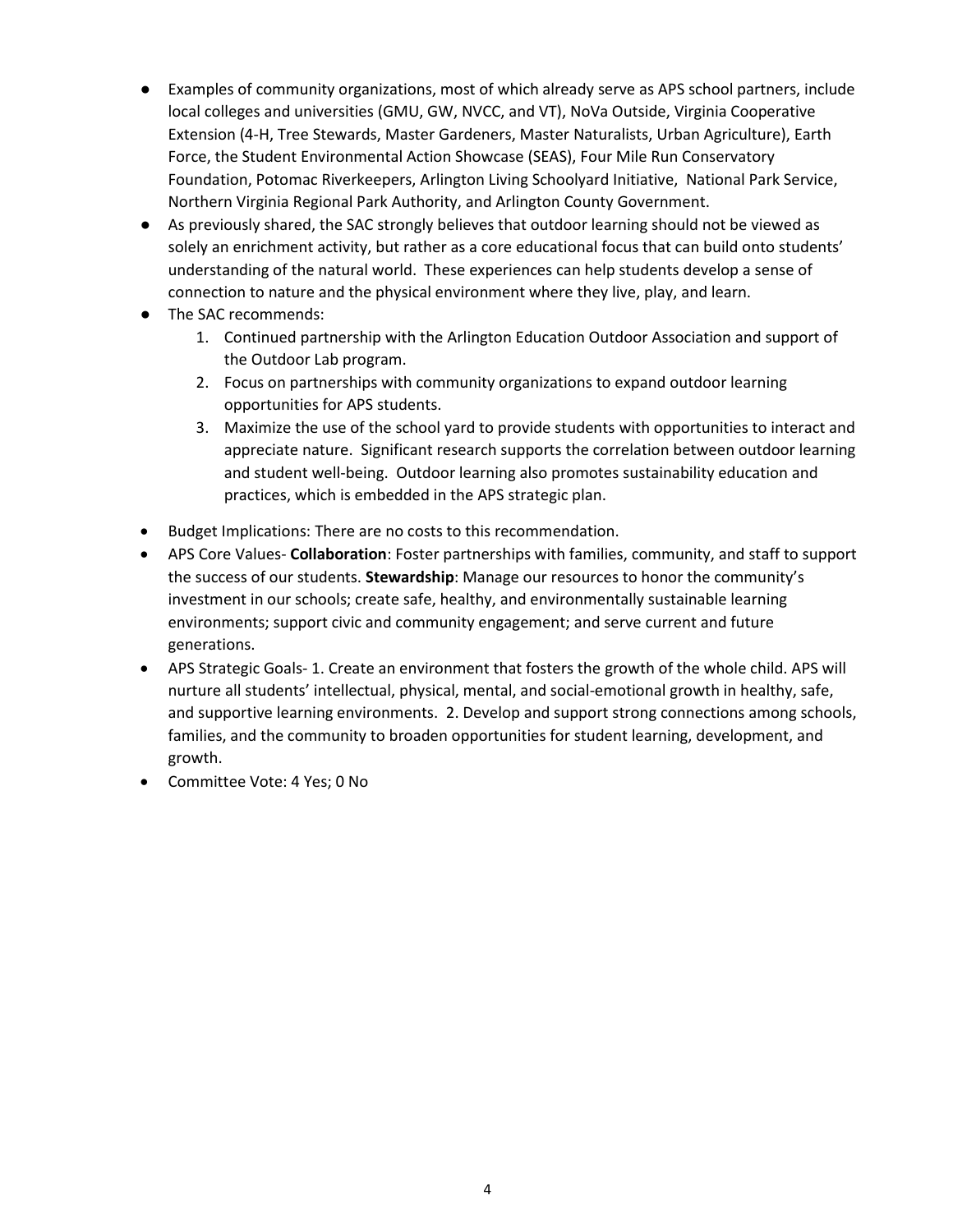- Examples of community organizations, most of which already serve as APS school partners, include local colleges and universities (GMU, GW, NVCC, and VT), NoVa Outside, Virginia Cooperative Extension (4-H, Tree Stewards, Master Gardeners, Master Naturalists, Urban Agriculture), Earth Force, the Student Environmental Action Showcase (SEAS), Four Mile Run Conservatory Foundation, Potomac Riverkeepers, Arlington Living Schoolyard Initiative, National Park Service, Northern Virginia Regional Park Authority, and Arlington County Government.
- As previously shared, the SAC strongly believes that outdoor learning should not be viewed as solely an enrichment activity, but rather as a core educational focus that can build onto students' understanding of the natural world. These experiences can help students develop a sense of connection to nature and the physical environment where they live, play, and learn.
- The SAC recommends:
    1. Continued partnership with the Arlington Education Outdoor Association and support of the Outdoor Lab program.
    2. Focus on partnerships with community organizations to expand outdoor learning opportunities for APS students.
    3. Maximize the use of the school yard to provide students with opportunities to interact and appreciate nature. Significant research supports the correlation between outdoor learning and student well-being. Outdoor learning also promotes sustainability education and practices, which is embedded in the APS strategic plan.
- Budget Implications: There are no costs to this recommendation.
- APS Core Values- **Collaboration**: Foster partnerships with families, community, and staff to support the success of our students. **Stewardship**: Manage our resources to honor the community's investment in our schools; create safe, healthy, and environmentally sustainable learning environments; support civic and community engagement; and serve current and future generations.
- APS Strategic Goals- 1. Create an environment that fosters the growth of the whole child. APS will nurture all students' intellectual, physical, mental, and social-emotional growth in healthy, safe, and supportive learning environments. 2. Develop and support strong connections among schools, families, and the community to broaden opportunities for student learning, development, and growth.
- Committee Vote: 4 Yes; 0 No